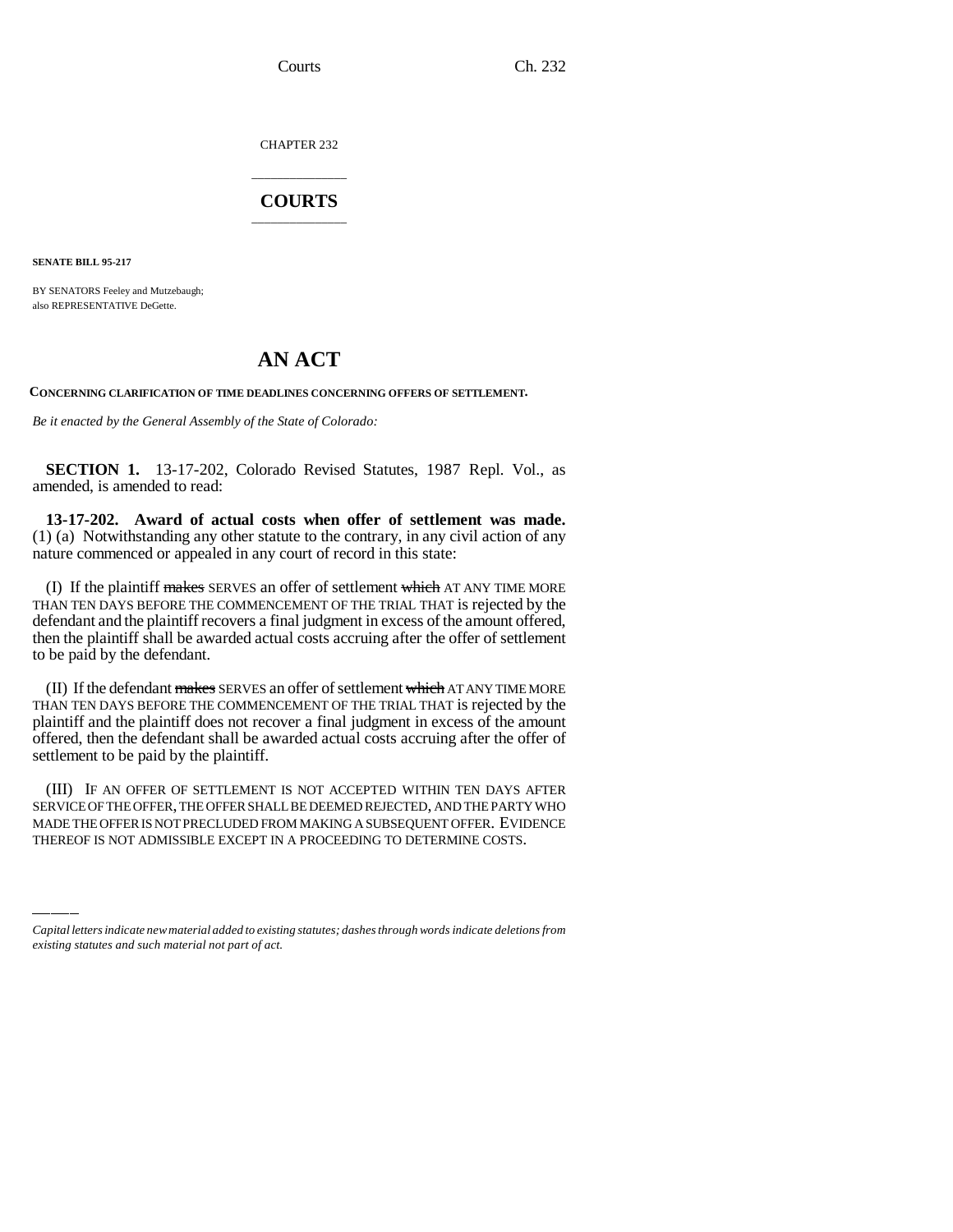CHAPTER 232

# COURTS

**SENATE BILL 95-217**

BY SENATORS Feeley and Mutzebaugh;
also REPRESENTATIVE DeGette.

# AN ACT

**CONCERNING CLARIFICATION OF TIME DEADLINES CONCERNING OFFERS OF SETTLEMENT.**

*Be it enacted by the General Assembly of the State of Colorado:*

**SECTION 1.** 13-17-202, Colorado Revised Statutes, 1987 Repl. Vol., as amended, is amended to read:

**13-17-202. Award of actual costs when offer of settlement was made.** (1) (a) Notwithstanding any other statute to the contrary, in any civil action of any nature commenced or appealed in any court of record in this state:

(I) If the plaintiff ~~makes~~ SERVES an offer of settlement ~~which~~ AT ANY TIME MORE THAN TEN DAYS BEFORE THE COMMENCEMENT OF THE TRIAL THAT is rejected by the defendant and the plaintiff recovers a final judgment in excess of the amount offered, then the plaintiff shall be awarded actual costs accruing after the offer of settlement to be paid by the defendant.

(II) If the defendant ~~makes~~ SERVES an offer of settlement ~~which~~ AT ANY TIME MORE THAN TEN DAYS BEFORE THE COMMENCEMENT OF THE TRIAL THAT is rejected by the plaintiff and the plaintiff does not recover a final judgment in excess of the amount offered, then the defendant shall be awarded actual costs accruing after the offer of settlement to be paid by the plaintiff.

(III) IF AN OFFER OF SETTLEMENT IS NOT ACCEPTED WITHIN TEN DAYS AFTER SERVICE OF THE OFFER, THE OFFER SHALL BE DEEMED REJECTED, AND THE PARTY WHO MADE THE OFFER IS NOT PRECLUDED FROM MAKING A SUBSEQUENT OFFER. EVIDENCE THEREOF IS NOT ADMISSIBLE EXCEPT IN A PROCEEDING TO DETERMINE COSTS.

*Capital letters indicate new material added to existing statutes; dashes through words indicate deletions from existing statutes and such material not part of act.*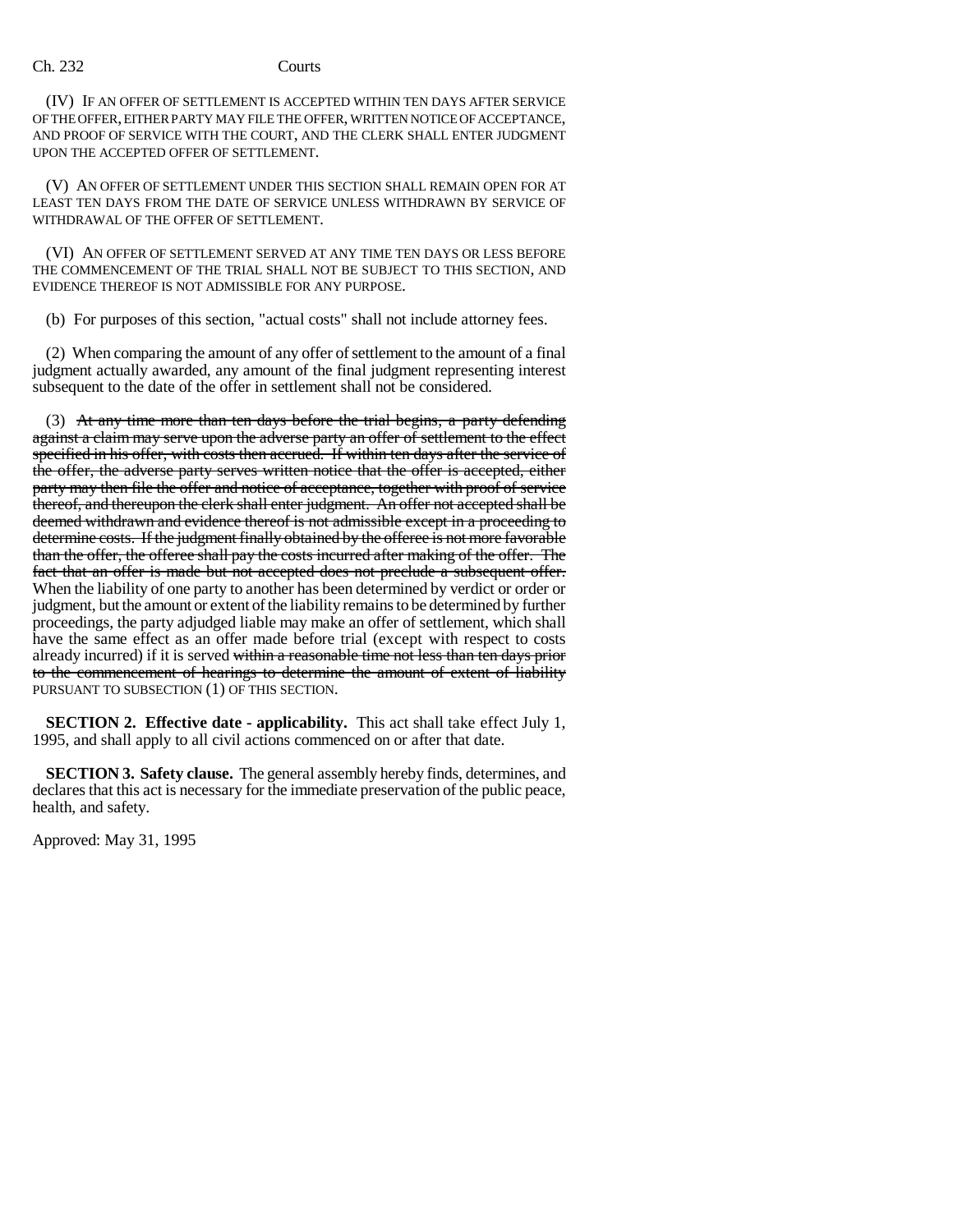(IV) IF AN OFFER OF SETTLEMENT IS ACCEPTED WITHIN TEN DAYS AFTER SERVICE OF THE OFFER, EITHER PARTY MAY FILE THE OFFER, WRITTEN NOTICE OF ACCEPTANCE, AND PROOF OF SERVICE WITH THE COURT, AND THE CLERK SHALL ENTER JUDGMENT UPON THE ACCEPTED OFFER OF SETTLEMENT.

(V) AN OFFER OF SETTLEMENT UNDER THIS SECTION SHALL REMAIN OPEN FOR AT LEAST TEN DAYS FROM THE DATE OF SERVICE UNLESS WITHDRAWN BY SERVICE OF WITHDRAWAL OF THE OFFER OF SETTLEMENT.

(VI) AN OFFER OF SETTLEMENT SERVED AT ANY TIME TEN DAYS OR LESS BEFORE THE COMMENCEMENT OF THE TRIAL SHALL NOT BE SUBJECT TO THIS SECTION, AND EVIDENCE THEREOF IS NOT ADMISSIBLE FOR ANY PURPOSE.

(b) For purposes of this section, "actual costs" shall not include attorney fees.

(2) When comparing the amount of any offer of settlement to the amount of a final judgment actually awarded, any amount of the final judgment representing interest subsequent to the date of the offer in settlement shall not be considered.

(3) ~~At any time more than ten days before the trial begins, a party defending against a claim may serve upon the adverse party an offer of settlement to the effect specified in his offer, with costs then accrued. If within ten days after the service of the offer, the adverse party serves written notice that the offer is accepted, either party may then file the offer and notice of acceptance, together with proof of service thereof, and thereupon the clerk shall enter judgment. An offer not accepted shall be deemed withdrawn and evidence thereof is not admissible except in a proceeding to determine costs. If the judgment finally obtained by the offeree is not more favorable than the offer, the offeree shall pay the costs incurred after making of the offer. The fact that an offer is made but not accepted does not preclude a subsequent offer.~~ When the liability of one party to another has been determined by verdict or order or judgment, but the amount or extent of the liability remains to be determined by further proceedings, the party adjudged liable may make an offer of settlement, which shall have the same effect as an offer made before trial (except with respect to costs already incurred) if it is served ~~within a reasonable time not less than ten days prior to the commencement of hearings to determine the amount of extent of liability~~ PURSUANT TO SUBSECTION (1) OF THIS SECTION.

**SECTION 2. Effective date - applicability.** This act shall take effect July 1, 1995, and shall apply to all civil actions commenced on or after that date.

**SECTION 3. Safety clause.** The general assembly hereby finds, determines, and declares that this act is necessary for the immediate preservation of the public peace, health, and safety.

Approved: May 31, 1995